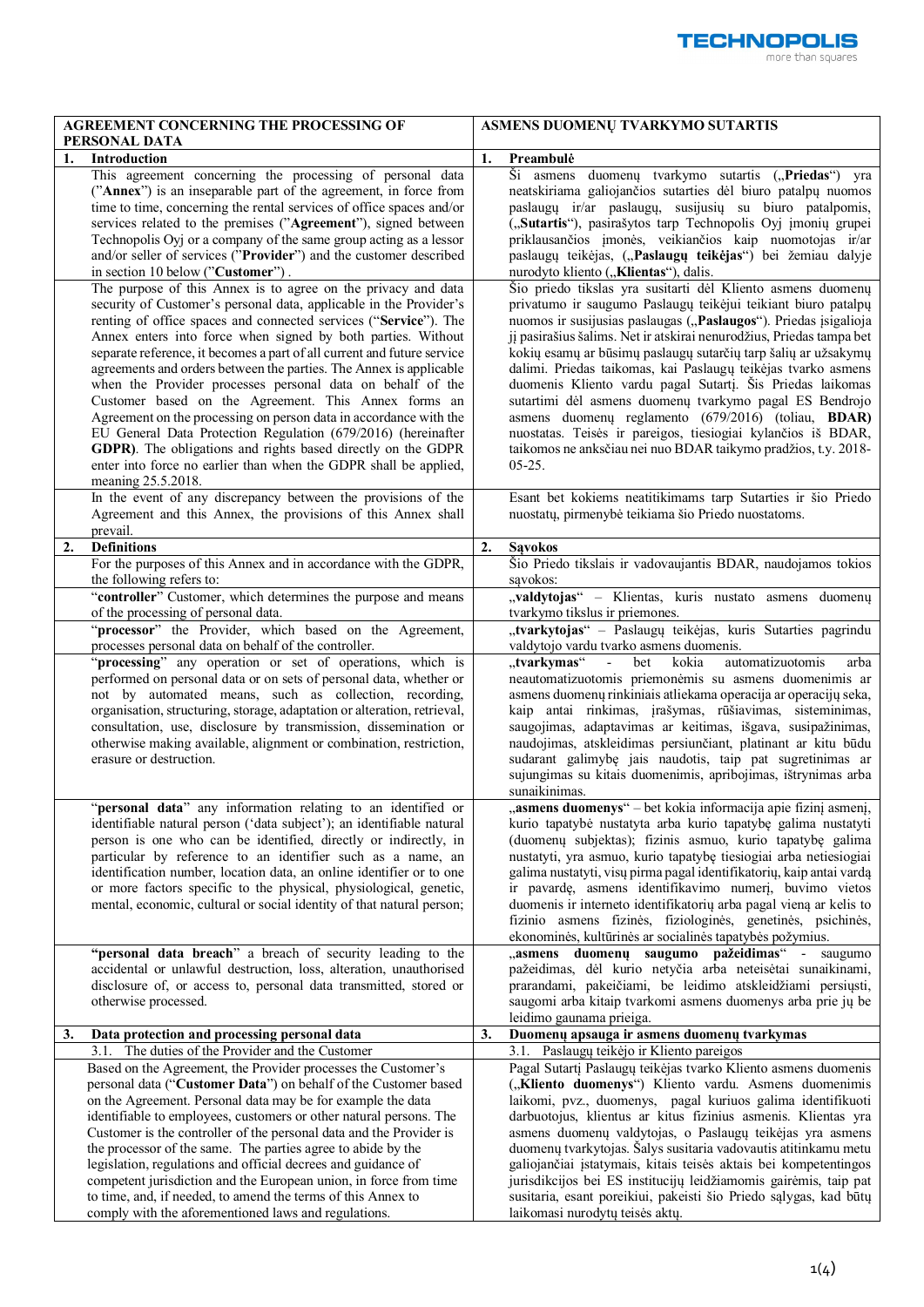| AGREEMENT CONCERNING THE PROCESSING OF PERSONAL DATA | ASMENS DUOMENŲ TVARKYMO SUTARTIS |
|---|---|
| **1. Introduction** | **1. Preambulė** |
| This agreement concerning the processing of personal data ("**Annex**") is an inseparable part of the agreement, in force from time to time, concerning the rental services of office spaces and/or services related to the premises ("**Agreement**"), signed between Technopolis Oyj or a company of the same group acting as a lessor and/or seller of services ("**Provider**") and the customer described in section 10 below ("**Customer**") . | Ši asmens duomenų tvarkymo sutartis („**Priedas**") yra neatskiriama galiojančios sutarties dėl biuro patalpų nuomos paslaugų ir/ar paslaugų, susijusių su biuro patalpomis, („**Sutartis**"), pasirašytos tarp Technopolis Oyj įmonių grupei priklausančios įmonės, veikiančios kaip nuomotojas ir/ar paslaugų teikėjas, („**Paslaugų teikėjas**") bei žemiau dalyje nurodyto kliento („**Klientas**"), dalis. |
| The purpose of this Annex is to agree on the privacy and data security of Customer's personal data, applicable in the Provider's renting of office spaces and connected services ("**Service**"). The Annex enters into force when signed by both parties. Without separate reference, it becomes a part of all current and future service agreements and orders between the parties. The Annex is applicable when the Provider processes personal data on behalf of the Customer based on the Agreement. This Annex forms an Agreement on the processing on person data in accordance with the EU General Data Protection Regulation (679/2016) (hereinafter **GDPR**). The obligations and rights based directly on the GDPR enter into force no earlier than when the GDPR shall be applied, meaning 25.5.2018. | Šio priedo tikslas yra susitarti dėl Kliento asmens duomenų privatumo ir saugumo Paslaugų teikėjui teikiant biuro patalpų nuomos ir susijusias paslaugas („**Paslaugos**"). Priedas įsigalioja jį pasirašius šalims. Net ir atskirai nenurodžius, Priedas tampa bet kokių esamų ar būsimų paslaugų sutarčių tarp šalių ar užsakymų dalimi. Priedas taikomas, kai Paslaugų teikėjas tvarko asmens duomenis Kliento vardu pagal Sutartį. Šis Priedas laikomas sutartimi dėl asmens duomenų tvarkymo pagal ES Bendrojo asmens duomenų reglamento (679/2016) (toliau, **BDAR)** nuostatas. Teisės ir pareigos, tiesiogiai kylančios iš BDAR, taikomos ne anksčiau nei nuo BDAR taikymo pradžios, t.y. 2018-05-25. |
| In the event of any discrepancy between the provisions of the Agreement and this Annex, the provisions of this Annex shall prevail. | Esant bet kokiems neatitikimams tarp Sutarties ir šio Priedo nuostatų, pirmenybė teikiama šio Priedo nuostatoms. |
| **2. Definitions** | **2. Sąvokos** |
| For the purposes of this Annex and in accordance with the GDPR, the following refers to: | Šio Priedo tikslais ir vadovaujantis BDAR, naudojamos tokios sąvokos: |
| "**controller**" Customer, which determines the purpose and means of the processing of personal data. | „**valdytojas**" – Klientas, kuris nustato asmens duomenų tvarkymo tikslus ir priemones. |
| "**processor**" the Provider, which based on the Agreement, processes personal data on behalf of the controller. | „**tvarkytojas**" – Paslaugų teikėjas, kuris Sutarties pagrindu valdytojo vardu tvarko asmens duomenis. |
| "**processing**" any operation or set of operations, which is performed on personal data or on sets of personal data, whether or not by automated means, such as collection, recording, organisation, structuring, storage, adaptation or alteration, retrieval, consultation, use, disclosure by transmission, dissemination or otherwise making available, alignment or combination, restriction, erasure or destruction. | „**tvarkymas**" - bet kokia automatizuotomis arba neautomatizuotomis priemonėmis su asmens duomenimis ar asmens duomenų rinkiniais atliekama operacija ar operacijų seka, kaip antai rinkimas, įrašymas, rūšiavimas, sisteminimas, saugojimas, adaptavimas ar keitimas, išgava, susipažinimas, naudojimas, atskleidimas persiunčiant, platinant ar kitu būdu sudarant galimybę jais naudotis, taip pat sugretinimas ar sujungimas su kitais duomenimis, apribojimas, ištrynimas arba sunaikinimas. |
| "**personal data**" any information relating to an identified or identifiable natural person ('data subject'); an identifiable natural person is one who can be identified, directly or indirectly, in particular by reference to an identifier such as a name, an identification number, location data, an online identifier or to one or more factors specific to the physical, physiological, genetic, mental, economic, cultural or social identity of that natural person; | „**asmens duomenys**" – bet kokia informacija apie fizinį asmenį, kurio tapatybė nustatyta arba kurio tapatybę galima nustatyti (duomenų subjektas); fizinis asmuo, kurio tapatybę galima nustatyti, yra asmuo, kurio tapatybę tiesiogiai arba netiesiogiai galima nustatyti, visų pirma pagal identifikatorių, kaip antai vardą ir pavardę, asmens identifikavimo numerį, buvimo vietos duomenis ir interneto identifikatorių arba pagal vieną ar kelis to fizinio asmens fizinės, fiziologinės, genetinės, psichinės, ekonominės, kultūrinės ar socialinės tapatybės požymius. |
| "**personal data breach**" a breach of security leading to the accidental or unlawful destruction, loss, alteration, unauthorised disclosure of, or access to, personal data transmitted, stored or otherwise processed. | „**asmens duomenų saugumo pažeidimas**" - saugumo pažeidimas, dėl kurio netyčia arba neteisėtai sunaikinami, prarandami, pakeičiami, be leidimo atskleidžiami persiųsti, saugomi arba kitaip tvarkomi asmens duomenys arba prie jų be leidimo gaunama prieiga. |
| **3. Data protection and processing personal data** | **3. Duomenų apsauga ir asmens duomenų tvarkymas** |
| 3.1. The duties of the Provider and the Customer | 3.1. Paslaugų teikėjo ir Kliento pareigos |
| Based on the Agreement, the Provider processes the Customer's personal data ("**Customer Data**") on behalf of the Customer based on the Agreement. Personal data may be for example the data identifiable to employees, customers or other natural persons. The Customer is the controller of the personal data and the Provider is the processor of the same. The parties agree to abide by the legislation, regulations and official decrees and guidance of competent jurisdiction and the European union, in force from time to time, and, if needed, to amend the terms of this Annex to comply with the aforementioned laws and regulations. | Pagal Sutartį Paslaugų teikėjas tvarko Kliento asmens duomenis („**Kliento duomenys**") Kliento vardu. Asmens duomenimis laikomi, pvz., duomenys, pagal kuriuos galima identifikuoti darbuotojus, klientus ar kitus fizinius asmenis. Klientas yra asmens duomenų valdytojas, o Paslaugų teikėjas yra asmens duomenų tvarkytojas. Šalys susitaria vadovautis atitinkamu metu galiojančiai įstatymais, kitais teisės aktais bei kompetentingos jurisdikcijos bei ES institucijų leidžiamomis gairėmis, taip pat susitaria, esant poreikiui, pakeisti šio Priedo sąlygas, kad būtų laikomasi nurodytų teisės aktų. |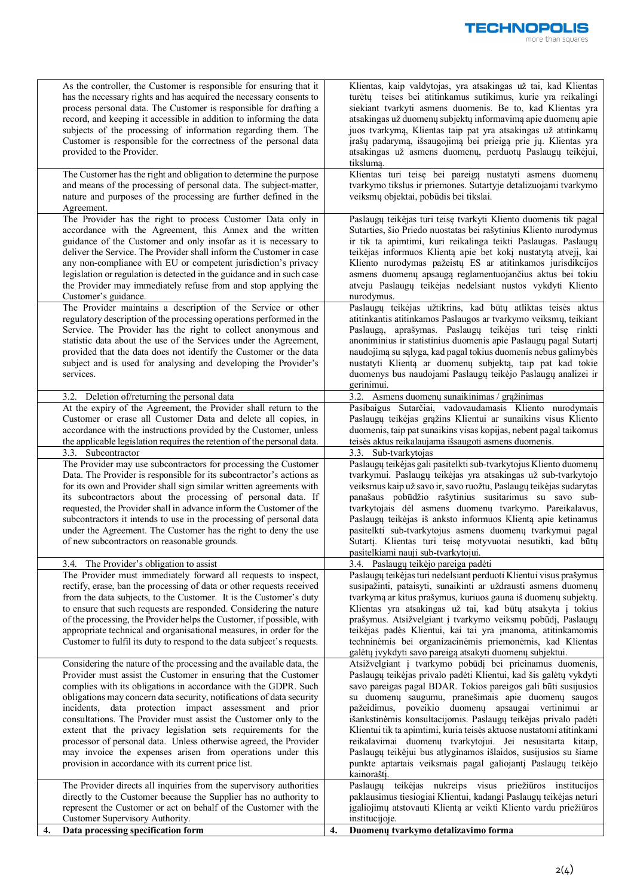| | English | | Lietuvių |
|---|---|---|---|
| | As the controller, the Customer is responsible for ensuring that it has the necessary rights and has acquired the necessary consents to process personal data. The Customer is responsible for drafting a record, and keeping it accessible in addition to informing the data subjects of the processing of information regarding them. The Customer is responsible for the correctness of the personal data provided to the Provider. | | Klientas, kaip valdytojas, yra atsakingas už tai, kad Klientas turėtų teises bei atitinkamus sutikimus, kurie yra reikalingi siekiant tvarkyti asmens duomenis. Be to, kad Klientas yra atsakingas už duomenų subjektų informavimą apie duomenų apie juos tvarkymą, Klientas taip pat yra atsakingas už atitinkamų įrašų padarymą, išsaugojimą bei prieigą prie jų. Klientas yra atsakingas už asmens duomenų, perduotų Paslaugų teikėjui, tikslumą. |
| | The Customer has the right and obligation to determine the purpose and means of the processing of personal data. The subject-matter, nature and purposes of the processing are further defined in the Agreement. | | Klientas turi teisę bei pareigą nustatyti asmens duomenų tvarkymo tikslus ir priemones. Sutartyje detalizuojami tvarkymo veiksmų objektai, pobūdis bei tikslai. |
| | The Provider has the right to process Customer Data only in accordance with the Agreement, this Annex and the written guidance of the Customer and only insofar as it is necessary to deliver the Service. The Provider shall inform the Customer in case any non-compliance with EU or competent jurisdiction's privacy legislation or regulation is detected in the guidance and in such case the Provider may immediately refuse from and stop applying the Customer's guidance. | | Paslaugų teikėjas turi teisę tvarkyti Kliento duomenis tik pagal Sutarties, šio Priedo nuostatas bei rašytinius Kliento nurodymus ir tik ta apimtimi, kuri reikalinga teikti Paslaugas. Paslaugų teikėjas informuos Klientą apie bet kokį nustatytą atvejį, kai Kliento nurodymas pažeistų ES ar atitinkamos jurisdikcijos asmens duomenų apsaugą reglamentuojančius aktus bei tokiu atveju Paslaugų teikėjas nedelsiant nustos vykdyti Kliento nurodymus. |
| | The Provider maintains a description of the Service or other regulatory description of the processing operations performed in the Service. The Provider has the right to collect anonymous and statistic data about the use of the Services under the Agreement, provided that the data does not identify the Customer or the data subject and is used for analysing and developing the Provider's services. | | Paslaugų teikėjas užtikrins, kad būtų atliktas teisės aktus atitinkantis atitinkamos Paslaugos ar tvarkymo veiksmų, teikiant Paslaugą, aprašymas. Paslaugų teikėjas turi teisę rinkti anoniminius ir statistinius duomenis apie Paslaugų pagal Sutartį naudojimą su sąlyga, kad pagal tokius duomenis nebus galimybės nustatyti Klientą ar duomenų subjektą, taip pat kad tokie duomenys bus naudojami Paslaugų teikėjo Paslaugų analizei ir gerinimui. |
| | 3.2. Deletion of/returning the personal data | | 3.2. Asmens duomenų sunaikinimas / grąžinimas |
| | At the expiry of the Agreement, the Provider shall return to the Customer or erase all Customer Data and delete all copies, in accordance with the instructions provided by the Customer, unless the applicable legislation requires the retention of the personal data. | | Pasibaigus Sutarčiai, vadovaudamasis Kliento nurodymais Paslaugų teikėjas grąžins Klientui ar sunaikins visus Kliento duomenis, taip pat sunaikins visas kopijas, nebent pagal taikomus teisės aktus reikalaujama išsaugoti asmens duomenis. |
| | 3.3. Subcontractor | | 3.3. Sub-tvarkytojas |
| | The Provider may use subcontractors for processing the Customer Data. The Provider is responsible for its subcontractor's actions as for its own and Provider shall sign similar written agreements with its subcontractors about the processing of personal data. If requested, the Provider shall in advance inform the Customer of the subcontractors it intends to use in the processing of personal data under the Agreement. The Customer has the right to deny the use of new subcontractors on reasonable grounds. | | Paslaugų teikėjas gali pasitelkti sub-tvarkytojus Kliento duomenų tvarkymui. Paslaugų teikėjas yra atsakingas už sub-tvarkytojo veiksmus kaip už savo ir, savo ruožtu, Paslaugų teikėjas sudarytas panašaus pobūdžio rašytinius susitarimus su savo sub-tvarkytojais dėl asmens duomenų tvarkymo. Pareikalavus, Paslaugų teikėjas iš anksto informuos Klientą apie ketinamus pasitelkti sub-tvarkytojus asmens duomenų tvarkymui pagal Sutartį. Klientas turi teisę motyvuotai nesutikti, kad būtų pasitelkiami nauji sub-tvarkytojui. |
| | 3.4. The Provider's obligation to assist | | 3.4. Paslaugų teikėjo pareiga padėti |
| | The Provider must immediately forward all requests to inspect, rectify, erase, ban the processing of data or other requests received from the data subjects, to the Customer. It is the Customer's duty to ensure that such requests are responded. Considering the nature of the processing, the Provider helps the Customer, if possible, with appropriate technical and organisational measures, in order for the Customer to fulfil its duty to respond to the data subject's requests. | | Paslaugų teikėjas turi nedelsiant perduoti Klientui visus prašymus susipažinti, pataisyti, sunaikinti ar uždrausti asmens duomenų tvarkymą ar kitus prašymus, kuriuos gauna iš duomenų subjektų. Klientas yra atsakingas už tai, kad būtų atsakyta į tokius prašymus. Atsižvelgiant į tvarkymo veiksmų pobūdį, Paslaugų teikėjas padės Klientui, kai tai yra įmanoma, atitinkamomis techninėmis bei organizacinėmis priemonėmis, kad Klientas galėtų įvykdyti savo pareigą atsakyti duomenų subjektui. |
| | Considering the nature of the processing and the available data, the Provider must assist the Customer in ensuring that the Customer complies with its obligations in accordance with the GDPR. Such obligations may concern data security, notifications of data security incidents, data protection impact assessment and prior consultations. The Provider must assist the Customer only to the extent that the privacy legislation sets requirements for the processor of personal data. Unless otherwise agreed, the Provider may invoice the expenses arisen from operations under this provision in accordance with its current price list. | | Atsižvelgiant į tvarkymo pobūdį bei prieinamus duomenis, Paslaugų teikėjas privalo padėti Klientui, kad šis galėtų vykdyti savo pareigas pagal BDAR. Tokios pareigos gali būti susijusios su duomenų saugumu, pranešimais apie duomenų saugos pažeidimus, poveikio duomenų apsaugai vertinimui ar išankstinėmis konsultacijomis. Paslaugų teikėjas privalo padėti Klientui tik ta apimtimi, kuria teisės aktuose nustatomi atitinkami reikalavimai duomenų tvarkytojui. Jei nesusitarta kitaip, Paslaugų teikėjui bus atlyginamos išlaidos, susijusios su šiame punkte aptartais veiksmais pagal galiojantį Paslaugų teikėjo kainoraštį. |
| | The Provider directs all inquiries from the supervisory authorities directly to the Customer because the Supplier has no authority to represent the Customer or act on behalf of the Customer with the Customer Supervisory Authority. | | Paslaugų teikėjas nukreips visus priežiūros institucijos paklausimus tiesiogiai Klientui, kadangi Paslaugų teikėjas neturi įgaliojimų atstovauti Klientą ar veikti Kliento vardu priežiūros institucijoje. |
| **4.** | **Data processing specification form** | **4.** | **Duomenų tvarkymo detalizavimo forma** |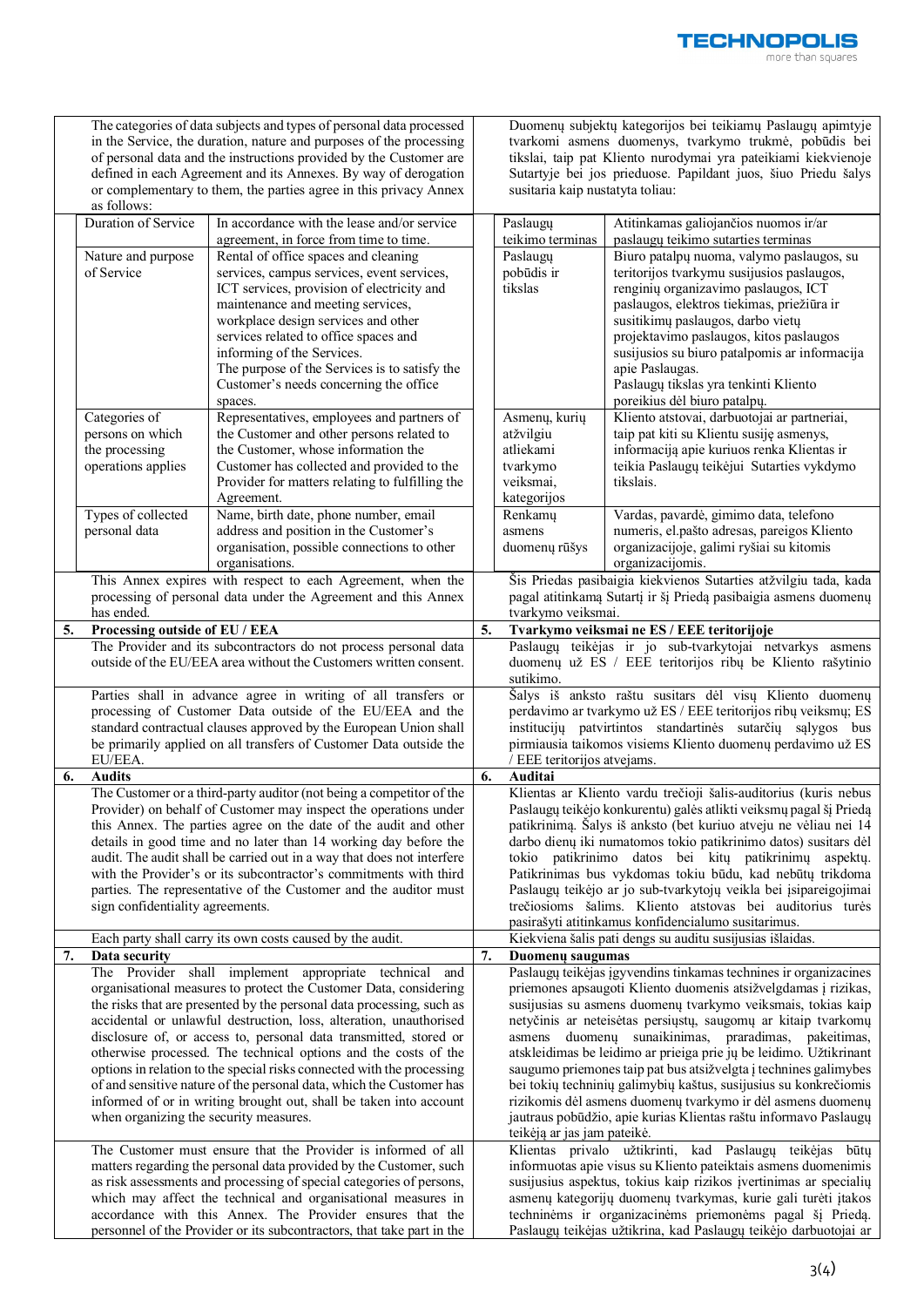| English | Lithuanian |
|---|---|
| The categories of data subjects and types of personal data processed in the Service, the duration, nature and purposes of the processing of personal data and the instructions provided by the Customer are defined in each Agreement and its Annexes. By way of derogation or complementary to them, the parties agree in this privacy Annex as follows: | Duomenų subjektų kategorijos bei teikiamų Paslaugų apimtyje tvarkomi asmens duomenys, tvarkymo trukmė, pobūdis bei tikslai, taip pat Kliento nurodymai yra pateikiami kiekvienoje Sutartyje bei jos prieduose. Papildant juos, šiuo Priedu šalys susitaria kaip nustatyta toliau: |

| Duration of Service | In accordance with the lease and/or service agreement, in force from time to time. | Paslaugų teikimo terminas | Atitinkamas galiojančios nuomos ir/ar paslaugų teikimo sutarties terminas |
|---|---|---|---|
| Nature and purpose of Service | Rental of office spaces and cleaning services, campus services, event services, ICT services, provision of electricity and maintenance and meeting services, workplace design services and other services related to office spaces and informing of the Services. The purpose of the Services is to satisfy the Customer's needs concerning the office spaces. | Paslaugų pobūdis ir tikslas | Biuro patalpų nuoma, valymo paslaugos, su teritorijos tvarkymu susijusios paslaugos, renginių organizavimo paslaugos, ICT paslaugos, elektros tiekimas, priežiūra ir susitikimų paslaugos, darbo vietų projektavimo paslaugos, kitos paslaugos susijusios su biuro patalpomis ar informacija apie Paslaugas. Paslaugų tikslas yra tenkinti Kliento poreikius dėl biuro patalpų. |
| Categories of persons on which the processing operations applies | Representatives, employees and partners of the Customer and other persons related to the Customer, whose information the Customer has collected and provided to the Provider for matters relating to fulfilling the Agreement. | Asmenų, kurių atžvilgiu atliekami tvarkymo veiksmai, kategorijos | Kliento atstovai, darbuotojai ar partneriai, taip pat kiti su Klientu susiję asmenys, informaciją apie kuriuos renka Klientas ir teikia Paslaugų teikėjui Sutarties vykdymo tikslais. |
| Types of collected personal data | Name, birth date, phone number, email address and position in the Customer's organisation, possible connections to other organisations. | Renkamų asmens duomenų rūšys | Vardas, pavardė, gimimo data, telefono numeris, el.pašto adresas, pareigos Kliento organizacijoje, galimi ryšiai su kitomis organizacijomis. |

| English | Lithuanian |
|---|---|
| This Annex expires with respect to each Agreement, when the processing of personal data under the Agreement and this Annex has ended. | Šis Priedas pasibaigia kiekvienos Sutarties atžvilgiu tada, kada pagal atitinkamą Sutartį ir šį Priedą pasibaigia asmens duomenų tvarkymo veiksmai. |
| **5. Processing outside of EU / EEA** | **5. Tvarkymo veiksmai ne ES / EEE teritorijoje** |
| The Provider and its subcontractors do not process personal data outside of the EU/EEA area without the Customers written consent. | Paslaugų teikėjas ir jo sub-tvarkytojai netvarkys asmens duomenų už ES / EEE teritorijos ribų be Kliento rašytinio sutikimo. |
| Parties shall in advance agree in writing of all transfers or processing of Customer Data outside of the EU/EEA and the standard contractual clauses approved by the European Union shall be primarily applied on all transfers of Customer Data outside the EU/EEA. | Šalys iš anksto raštu susitars dėl visų Kliento duomenų perdavimo ar tvarkymo už ES / EEE teritorijos ribų veiksmų; ES institucijų patvirtintos standartinės sutarčių sąlygos bus pirmiausia taikomos visiems Kliento duomenų perdavimo už ES / EEE teritorijos atvejams. |
| **6. Audits** | **6. Auditai** |
| The Customer or a third-party auditor (not being a competitor of the Provider) on behalf of Customer may inspect the operations under this Annex. The parties agree on the date of the audit and other details in good time and no later than 14 working day before the audit. The audit shall be carried out in a way that does not interfere with the Provider's or its subcontractor's commitments with third parties. The representative of the Customer and the auditor must sign confidentiality agreements. | Klientas ar Kliento vardu trečioji šalis-auditorius (kuris nebus Paslaugų teikėjo konkurentu) galės atlikti veiksmų pagal šį Priedą patikrinimą. Šalys iš anksto (bet kuriuo atveju ne vėliau nei 14 darbo dienų iki numatomos tokio patikrinimo datos) susitars dėl tokio patikrinimo datos bei kitų patikrinimų aspektų. Patikrinimas bus vykdomas tokiu būdu, kad nebūtų trikdoma Paslaugų teikėjo ar jo sub-tvarkytojų veikla bei įsipareigojimai trečiosioms šalims. Kliento atstovas bei auditorius turės pasirašyti atitinkamus konfidencialumo susitarimus. |
| Each party shall carry its own costs caused by the audit. | Kiekviena šalis pati dengs su auditu susijusias išlaidas. |
| **7. Data security** | **7. Duomenų saugumas** |
| The Provider shall implement appropriate technical and organisational measures to protect the Customer Data, considering the risks that are presented by the personal data processing, such as accidental or unlawful destruction, loss, alteration, unauthorised disclosure of, or access to, personal data transmitted, stored or otherwise processed. The technical options and the costs of the options in relation to the special risks connected with the processing of and sensitive nature of the personal data, which the Customer has informed of or in writing brought out, shall be taken into account when organizing the security measures. | Paslaugų teikėjas įgyvendins tinkamas technines ir organizacines priemones apsaugoti Kliento duomenis atsižvelgdamas į rizikas, susijusias su asmens duomenų tvarkymo veiksmais, tokias kaip netyčinis ar neteisėtas persiųstų, saugomų ar kitaip tvarkomų asmens duomenų sunaikinimas, praradimas, pakeitimas, atskleidimas be leidimo ar prieiga prie jų be leidimo. Užtikrinant saugumo priemones taip pat bus atsižvelgta į technines galimybes bei tokių techninių galimybių kaštus, susijusius su konkrečiomis rizikomis dėl asmens duomenų tvarkymo ir dėl asmens duomenų jautraus pobūdžio, apie kurias Klientas raštu informavo Paslaugų teikėją ar jas jam pateikė. |
| The Customer must ensure that the Provider is informed of all matters regarding the personal data provided by the Customer, such as risk assessments and processing of special categories of persons, which may affect the technical and organisational measures in accordance with this Annex. The Provider ensures that the personnel of the Provider or its subcontractors, that take part in the | Klientas privalo užtikrinti, kad Paslaugų teikėjas būtų informuotas apie visus su Kliento pateiktais asmens duomenimis susijusius aspektus, tokius kaip rizikos įvertinimas ar specialių asmenų kategorijų duomenų tvarkymas, kurie gali turėti įtakos techninėms ir organizacinėms priemonėms pagal šį Priedą. Paslaugų teikėjas užtikrina, kad Paslaugų teikėjo darbuotojai ar |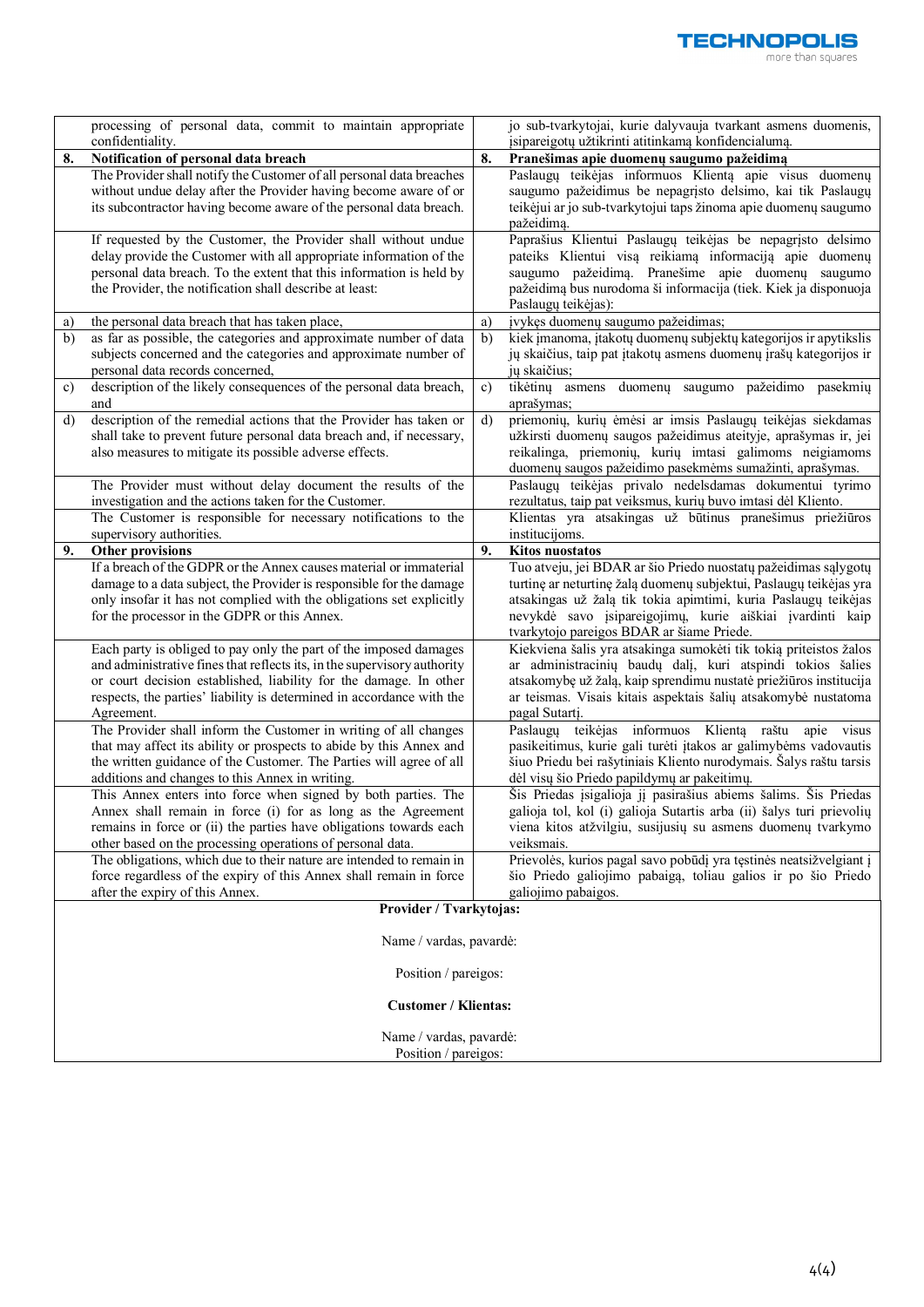| | | | |
|---|---|---|---|
| | processing of personal data, commit to maintain appropriate confidentiality. | | jo sub-tvarkytojai, kurie dalyvauja tvarkant asmens duomenis, įsipareigotų užtikrinti atitinkamą konfidencialumą. |
| **8.** | **Notification of personal data breach** | **8.** | **Pranešimas apie duomenų saugumo pažeidimą** |
| | The Provider shall notify the Customer of all personal data breaches without undue delay after the Provider having become aware of or its subcontractor having become aware of the personal data breach. | | Paslaugų teikėjas informuos Klientą apie visus duomenų saugumo pažeidimus be nepagrįsto delsimo, kai tik Paslaugų teikėjui ar jo sub-tvarkytojui taps žinoma apie duomenų saugumo pažeidimą. |
| | If requested by the Customer, the Provider shall without undue delay provide the Customer with all appropriate information of the personal data breach. To the extent that this information is held by the Provider, the notification shall describe at least: | | Paprašius Klientui Paslaugų teikėjas be nepagrįsto delsimo pateiks Klientui visą reikiamą informaciją apie duomenų saugumo pažeidimą. Pranešime apie duomenų saugumo pažeidimą bus nurodoma ši informacija (tiek. Kiek ja disponuoja Paslaugų teikėjas): |
| a) | the personal data breach that has taken place, | a) | įvykęs duomenų saugumo pažeidimas; |
| b) | as far as possible, the categories and approximate number of data subjects concerned and the categories and approximate number of personal data records concerned, | b) | kiek įmanoma, įtakotų duomenų subjektų kategorijos ir apytikslis jų skaičius, taip pat įtakotų asmens duomenų įrašų kategorijos ir jų skaičius; |
| c) | description of the likely consequences of the personal data breach, and | c) | tikėtinų asmens duomenų saugumo pažeidimo pasekmių aprašymas; |
| d) | description of the remedial actions that the Provider has taken or shall take to prevent future personal data breach and, if necessary, also measures to mitigate its possible adverse effects. | d) | priemonių, kurių ėmėsi ar imsis Paslaugų teikėjas siekdamas užkirsti duomenų saugos pažeidimus ateityje, aprašymas ir, jei reikalinga, priemonių, kurių imtasi galimoms neigiamoms duomenų saugos pažeidimo pasekmėms sumažinti, aprašymas. |
| | The Provider must without delay document the results of the investigation and the actions taken for the Customer. | | Paslaugų teikėjas privalo nedelsdamas dokumentui tyrimo rezultatus, taip pat veiksmus, kurių buvo imtasi dėl Kliento. |
| | The Customer is responsible for necessary notifications to the supervisory authorities. | | Klientas yra atsakingas už būtinus pranešimus priežiūros institucijoms. |
| **9.** | **Other provisions** | **9.** | **Kitos nuostatos** |
| | If a breach of the GDPR or the Annex causes material or immaterial damage to a data subject, the Provider is responsible for the damage only insofar it has not complied with the obligations set explicitly for the processor in the GDPR or this Annex. | | Tuo atveju, jei BDAR ar šio Priedo nuostatų pažeidimas sąlygotų turtinę ar neturtinę žalą duomenų subjektui, Paslaugų teikėjas yra atsakingas už žalą tik tokia apimtimi, kuria Paslaugų teikėjas nevykdė savo įsipareigojimų, kurie aiškiai įvardinti kaip tvarkytojo pareigos BDAR ar šiame Priede. |
| | Each party is obliged to pay only the part of the imposed damages and administrative fines that reflects its, in the supervisory authority or court decision established, liability for the damage. In other respects, the parties' liability is determined in accordance with the Agreement. | | Kiekviena šalis yra atsakinga sumokėti tik tokią priteistos žalos ar administracinių baudų dalį, kuri atspindi tokios šalies atsakomybę už žalą, kaip sprendimu nustatė priežiūros institucija ar teismas. Visais kitais aspektais šalių atsakomybė nustatoma pagal Sutartį. |
| | The Provider shall inform the Customer in writing of all changes that may affect its ability or prospects to abide by this Annex and the written guidance of the Customer. The Parties will agree of all additions and changes to this Annex in writing. | | Paslaugų teikėjas informuos Klientą raštu apie visus pasikeitimus, kurie gali turėti įtakos ar galimybėms vadovautis šiuo Priedu bei rašytiniais Kliento nurodymais. Šalys raštu tarsis dėl visų šio Priedo papildymų ar pakeitimų. |
| | This Annex enters into force when signed by both parties. The Annex shall remain in force (i) for as long as the Agreement remains in force or (ii) the parties have obligations towards each other based on the processing operations of personal data. | | Šis Priedas įsigalioja jį pasirašius abiems šalims. Šis Priedas galioja tol, kol (i) galioja Sutartis arba (ii) šalys turi prievolių viena kitos atžvilgiu, susijusių su asmens duomenų tvarkymo veiksmais. |
| | The obligations, which due to their nature are intended to remain in force regardless of the expiry of this Annex shall remain in force after the expiry of this Annex. | | Prievolės, kurios pagal savo pobūdį yra tęstinės neatsižvelgiant į šio Priedo galiojimo pabaigą, toliau galios ir po šio Priedo galiojimo pabaigos. |

**Provider / Tvarkytojas:**

Name / vardas, pavardė:

Position / pareigos:

**Customer / Klientas:**

Name / vardas, pavardė:

Position / pareigos: